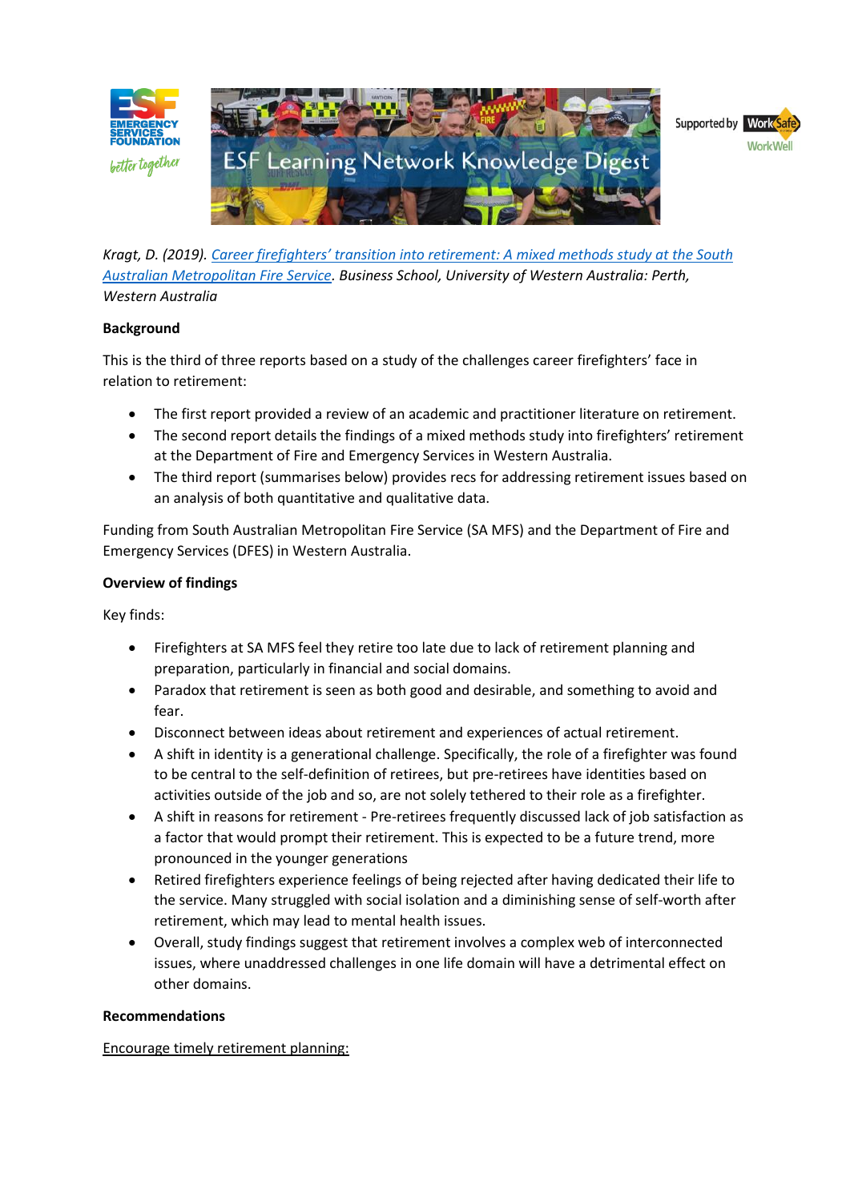# ESF Learning Network Knowledge Digest

*Kragt, D. (2019). Career firefighters' transition into retirement: A mixed methods study at the South Australian Metropolitan Fire Service. Business School, University of Western Australia: Perth, Western Australia*

**Background**

This is the third of three reports based on a study of the challenges career firefighters' face in relation to retirement:

- The first report provided a review of an academic and practitioner literature on retirement.
- The second report details the findings of a mixed methods study into firefighters' retirement at the Department of Fire and Emergency Services in Western Australia.
- The third report (summarises below) provides recs for addressing retirement issues based on an analysis of both quantitative and qualitative data.

Funding from South Australian Metropolitan Fire Service (SA MFS) and the Department of Fire and Emergency Services (DFES) in Western Australia.

**Overview of findings**

Key finds:

- Firefighters at SA MFS feel they retire too late due to lack of retirement planning and preparation, particularly in financial and social domains.
- Paradox that retirement is seen as both good and desirable, and something to avoid and fear.
- Disconnect between ideas about retirement and experiences of actual retirement.
- A shift in identity is a generational challenge. Specifically, the role of a firefighter was found to be central to the self-definition of retirees, but pre-retirees have identities based on activities outside of the job and so, are not solely tethered to their role as a firefighter.
- A shift in reasons for retirement - Pre-retirees frequently discussed lack of job satisfaction as a factor that would prompt their retirement. This is expected to be a future trend, more pronounced in the younger generations
- Retired firefighters experience feelings of being rejected after having dedicated their life to the service. Many struggled with social isolation and a diminishing sense of self-worth after retirement, which may lead to mental health issues.
- Overall, study findings suggest that retirement involves a complex web of interconnected issues, where unaddressed challenges in one life domain will have a detrimental effect on other domains.

**Recommendations**

Encourage timely retirement planning: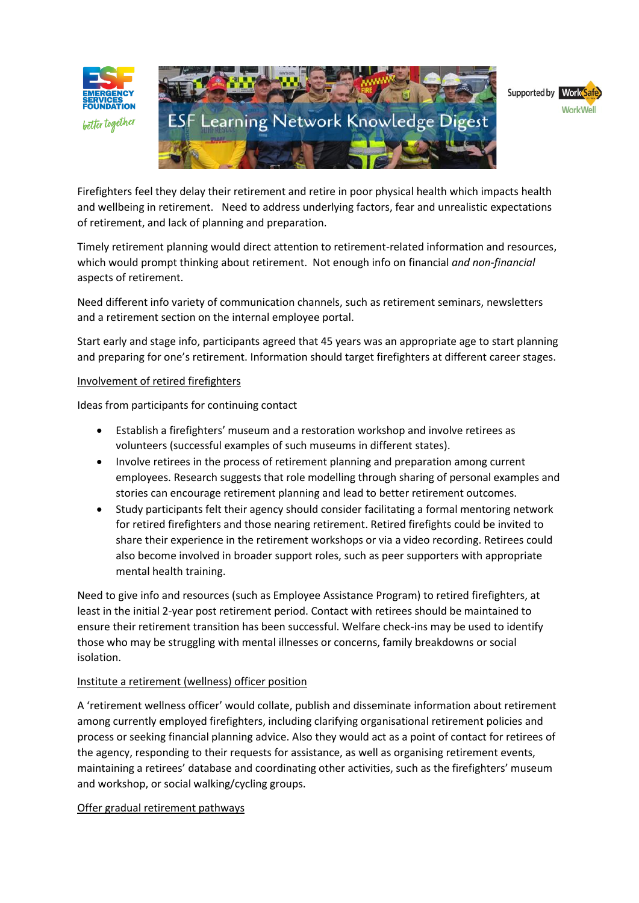Firefighters feel they delay their retirement and retire in poor physical health which impacts health and wellbeing in retirement. Need to address underlying factors, fear and unrealistic expectations of retirement, and lack of planning and preparation.

Timely retirement planning would direct attention to retirement-related information and resources, which would prompt thinking about retirement. Not enough info on financial *and non-financial* aspects of retirement.

Need different info variety of communication channels, such as retirement seminars, newsletters and a retirement section on the internal employee portal.

Start early and stage info, participants agreed that 45 years was an appropriate age to start planning and preparing for one's retirement. Information should target firefighters at different career stages.

Involvement of retired firefighters

Ideas from participants for continuing contact

- Establish a firefighters' museum and a restoration workshop and involve retirees as volunteers (successful examples of such museums in different states).
- Involve retirees in the process of retirement planning and preparation among current employees. Research suggests that role modelling through sharing of personal examples and stories can encourage retirement planning and lead to better retirement outcomes.
- Study participants felt their agency should consider facilitating a formal mentoring network for retired firefighters and those nearing retirement. Retired firefights could be invited to share their experience in the retirement workshops or via a video recording. Retirees could also become involved in broader support roles, such as peer supporters with appropriate mental health training.

Need to give info and resources (such as Employee Assistance Program) to retired firefighters, at least in the initial 2-year post retirement period. Contact with retirees should be maintained to ensure their retirement transition has been successful. Welfare check-ins may be used to identify those who may be struggling with mental illnesses or concerns, family breakdowns or social isolation.

Institute a retirement (wellness) officer position

A 'retirement wellness officer' would collate, publish and disseminate information about retirement among currently employed firefighters, including clarifying organisational retirement policies and process or seeking financial planning advice. Also they would act as a point of contact for retirees of the agency, responding to their requests for assistance, as well as organising retirement events, maintaining a retirees' database and coordinating other activities, such as the firefighters' museum and workshop, or social walking/cycling groups.

Offer gradual retirement pathways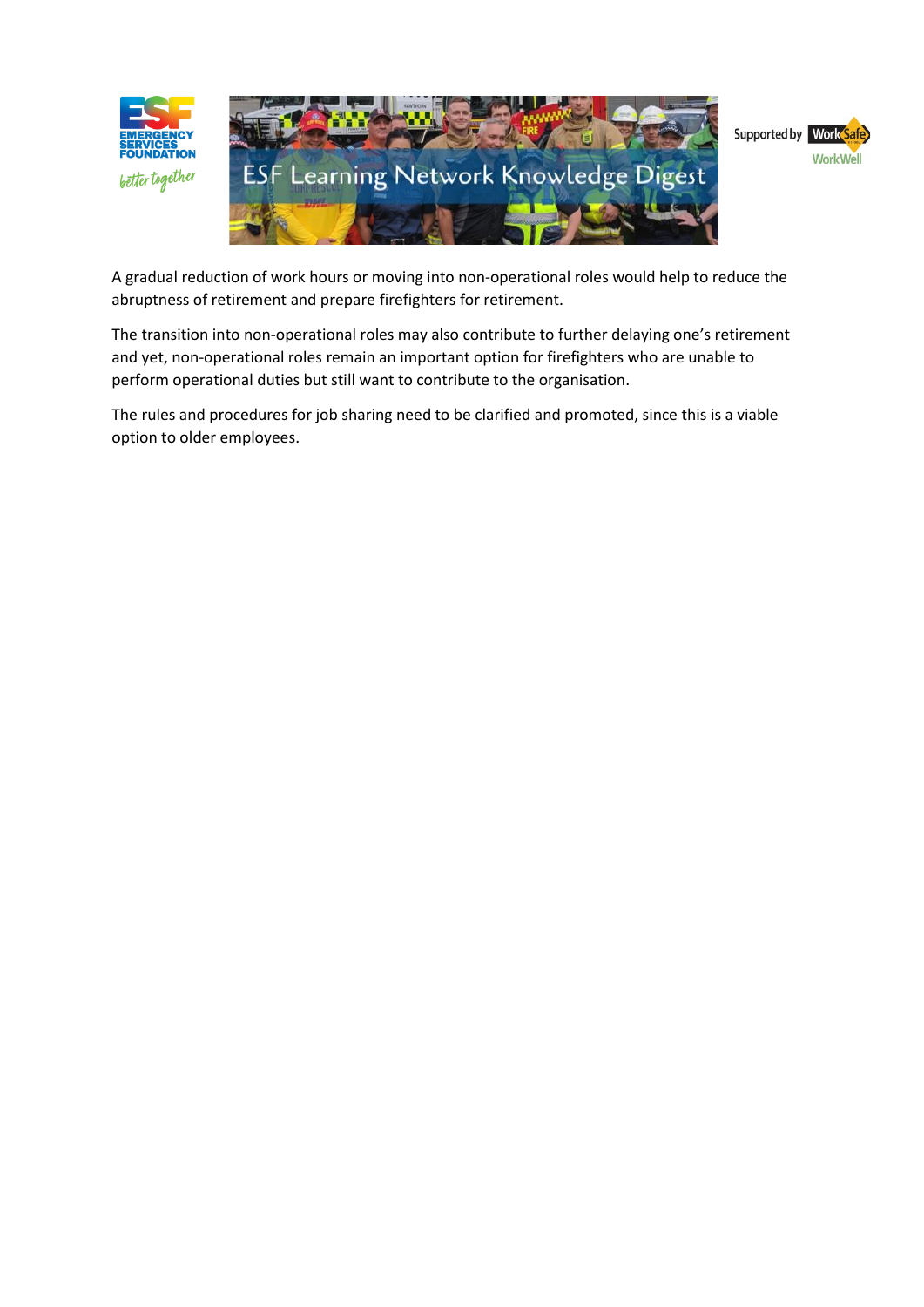A gradual reduction of work hours or moving into non-operational roles would help to reduce the abruptness of retirement and prepare firefighters for retirement.

The transition into non-operational roles may also contribute to further delaying one's retirement and yet, non-operational roles remain an important option for firefighters who are unable to perform operational duties but still want to contribute to the organisation.

The rules and procedures for job sharing need to be clarified and promoted, since this is a viable option to older employees.